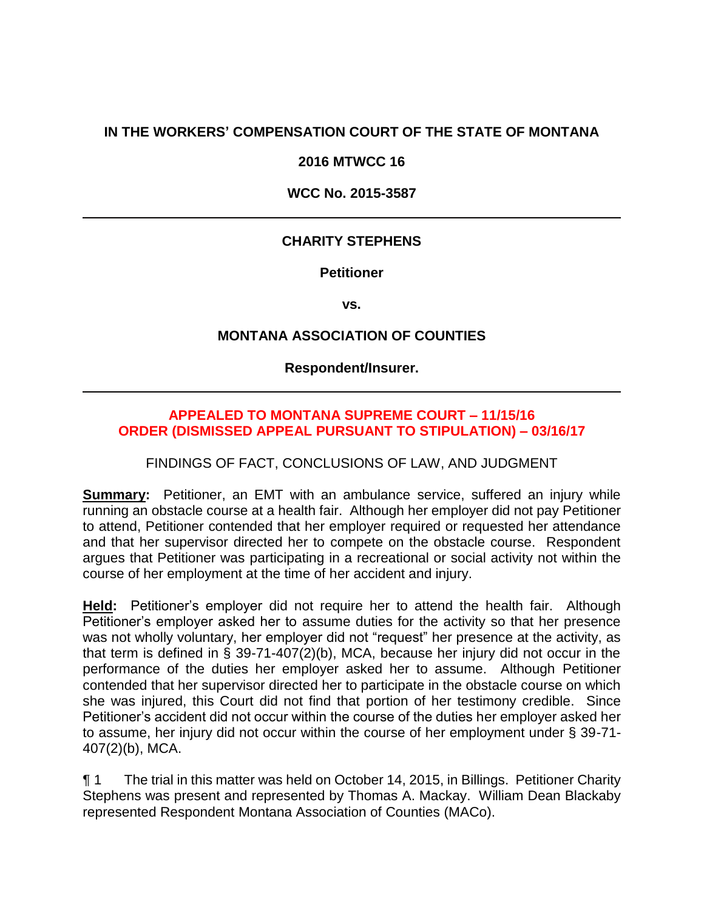**IN THE WORKERS' COMPENSATION COURT OF THE STATE OF MONTANA**

**2016 MTWCC 16**

**WCC No. 2015-3587**

---

**CHARITY STEPHENS**

**Petitioner**

**vs.**

**MONTANA ASSOCIATION OF COUNTIES**

**Respondent/Insurer.**

---

**APPEALED TO MONTANA SUPREME COURT – 11/15/16**
**ORDER (DISMISSED APPEAL PURSUANT TO STIPULATION) – 03/16/17**

FINDINGS OF FACT, CONCLUSIONS OF LAW, AND JUDGMENT

**Summary:** Petitioner, an EMT with an ambulance service, suffered an injury while running an obstacle course at a health fair. Although her employer did not pay Petitioner to attend, Petitioner contended that her employer required or requested her attendance and that her supervisor directed her to compete on the obstacle course. Respondent argues that Petitioner was participating in a recreational or social activity not within the course of her employment at the time of her accident and injury.

**Held:** Petitioner's employer did not require her to attend the health fair. Although Petitioner's employer asked her to assume duties for the activity so that her presence was not wholly voluntary, her employer did not "request" her presence at the activity, as that term is defined in § 39-71-407(2)(b), MCA, because her injury did not occur in the performance of the duties her employer asked her to assume. Although Petitioner contended that her supervisor directed her to participate in the obstacle course on which she was injured, this Court did not find that portion of her testimony credible. Since Petitioner's accident did not occur within the course of the duties her employer asked her to assume, her injury did not occur within the course of her employment under § 39-71-407(2)(b), MCA.

¶ 1 The trial in this matter was held on October 14, 2015, in Billings. Petitioner Charity Stephens was present and represented by Thomas A. Mackay. William Dean Blackaby represented Respondent Montana Association of Counties (MACo).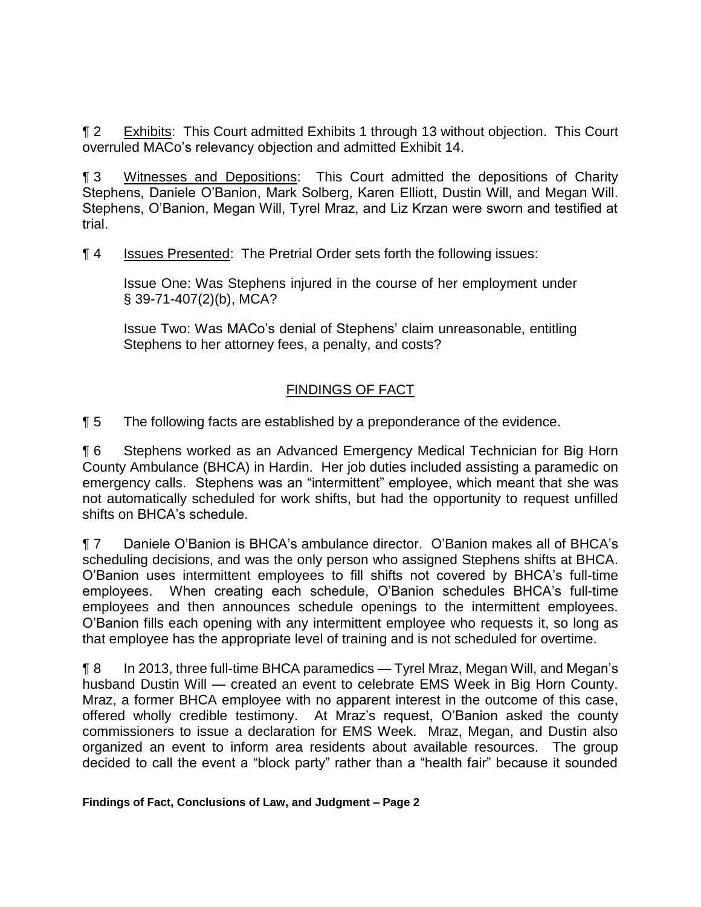¶ 2 Exhibits: This Court admitted Exhibits 1 through 13 without objection. This Court overruled MACo's relevancy objection and admitted Exhibit 14.

¶ 3 Witnesses and Depositions: This Court admitted the depositions of Charity Stephens, Daniele O'Banion, Mark Solberg, Karen Elliott, Dustin Will, and Megan Will. Stephens, O'Banion, Megan Will, Tyrel Mraz, and Liz Krzan were sworn and testified at trial.

¶ 4 Issues Presented: The Pretrial Order sets forth the following issues:

> Issue One: Was Stephens injured in the course of her employment under § 39-71-407(2)(b), MCA?
>
> Issue Two: Was MACo's denial of Stephens' claim unreasonable, entitling Stephens to her attorney fees, a penalty, and costs?

## FINDINGS OF FACT

¶ 5 The following facts are established by a preponderance of the evidence.

¶ 6 Stephens worked as an Advanced Emergency Medical Technician for Big Horn County Ambulance (BHCA) in Hardin. Her job duties included assisting a paramedic on emergency calls. Stephens was an "intermittent" employee, which meant that she was not automatically scheduled for work shifts, but had the opportunity to request unfilled shifts on BHCA's schedule.

¶ 7 Daniele O'Banion is BHCA's ambulance director. O'Banion makes all of BHCA's scheduling decisions, and was the only person who assigned Stephens shifts at BHCA. O'Banion uses intermittent employees to fill shifts not covered by BHCA's full-time employees. When creating each schedule, O'Banion schedules BHCA's full-time employees and then announces schedule openings to the intermittent employees. O'Banion fills each opening with any intermittent employee who requests it, so long as that employee has the appropriate level of training and is not scheduled for overtime.

¶ 8 In 2013, three full-time BHCA paramedics — Tyrel Mraz, Megan Will, and Megan's husband Dustin Will — created an event to celebrate EMS Week in Big Horn County. Mraz, a former BHCA employee with no apparent interest in the outcome of this case, offered wholly credible testimony. At Mraz's request, O'Banion asked the county commissioners to issue a declaration for EMS Week. Mraz, Megan, and Dustin also organized an event to inform area residents about available resources. The group decided to call the event a "block party" rather than a "health fair" because it sounded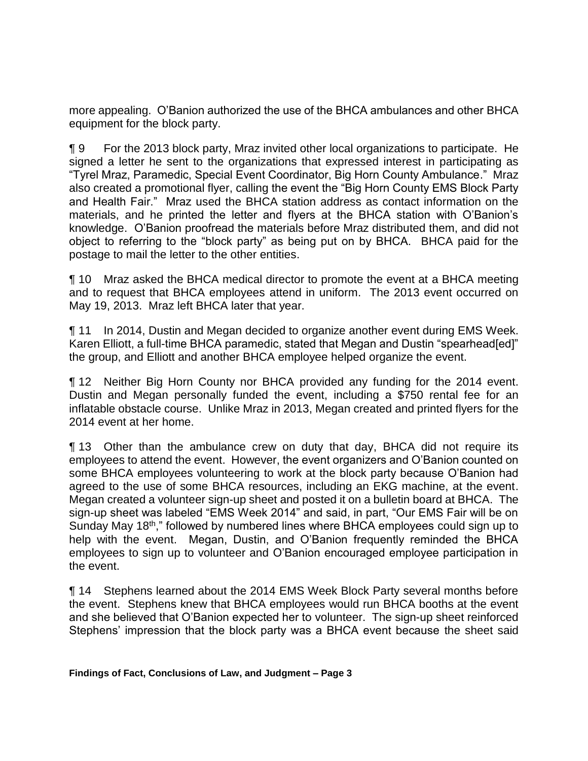more appealing. O'Banion authorized the use of the BHCA ambulances and other BHCA equipment for the block party.

¶ 9 For the 2013 block party, Mraz invited other local organizations to participate. He signed a letter he sent to the organizations that expressed interest in participating as "Tyrel Mraz, Paramedic, Special Event Coordinator, Big Horn County Ambulance." Mraz also created a promotional flyer, calling the event the "Big Horn County EMS Block Party and Health Fair." Mraz used the BHCA station address as contact information on the materials, and he printed the letter and flyers at the BHCA station with O'Banion's knowledge. O'Banion proofread the materials before Mraz distributed them, and did not object to referring to the "block party" as being put on by BHCA. BHCA paid for the postage to mail the letter to the other entities.

¶ 10 Mraz asked the BHCA medical director to promote the event at a BHCA meeting and to request that BHCA employees attend in uniform. The 2013 event occurred on May 19, 2013. Mraz left BHCA later that year.

¶ 11 In 2014, Dustin and Megan decided to organize another event during EMS Week. Karen Elliott, a full-time BHCA paramedic, stated that Megan and Dustin "spearhead[ed]" the group, and Elliott and another BHCA employee helped organize the event.

¶ 12 Neither Big Horn County nor BHCA provided any funding for the 2014 event. Dustin and Megan personally funded the event, including a $750 rental fee for an inflatable obstacle course. Unlike Mraz in 2013, Megan created and printed flyers for the 2014 event at her home.

¶ 13 Other than the ambulance crew on duty that day, BHCA did not require its employees to attend the event. However, the event organizers and O'Banion counted on some BHCA employees volunteering to work at the block party because O'Banion had agreed to the use of some BHCA resources, including an EKG machine, at the event. Megan created a volunteer sign-up sheet and posted it on a bulletin board at BHCA. The sign-up sheet was labeled "EMS Week 2014" and said, in part, "Our EMS Fair will be on Sunday May 18th," followed by numbered lines where BHCA employees could sign up to help with the event. Megan, Dustin, and O'Banion frequently reminded the BHCA employees to sign up to volunteer and O'Banion encouraged employee participation in the event.

¶ 14 Stephens learned about the 2014 EMS Week Block Party several months before the event. Stephens knew that BHCA employees would run BHCA booths at the event and she believed that O'Banion expected her to volunteer. The sign-up sheet reinforced Stephens' impression that the block party was a BHCA event because the sheet said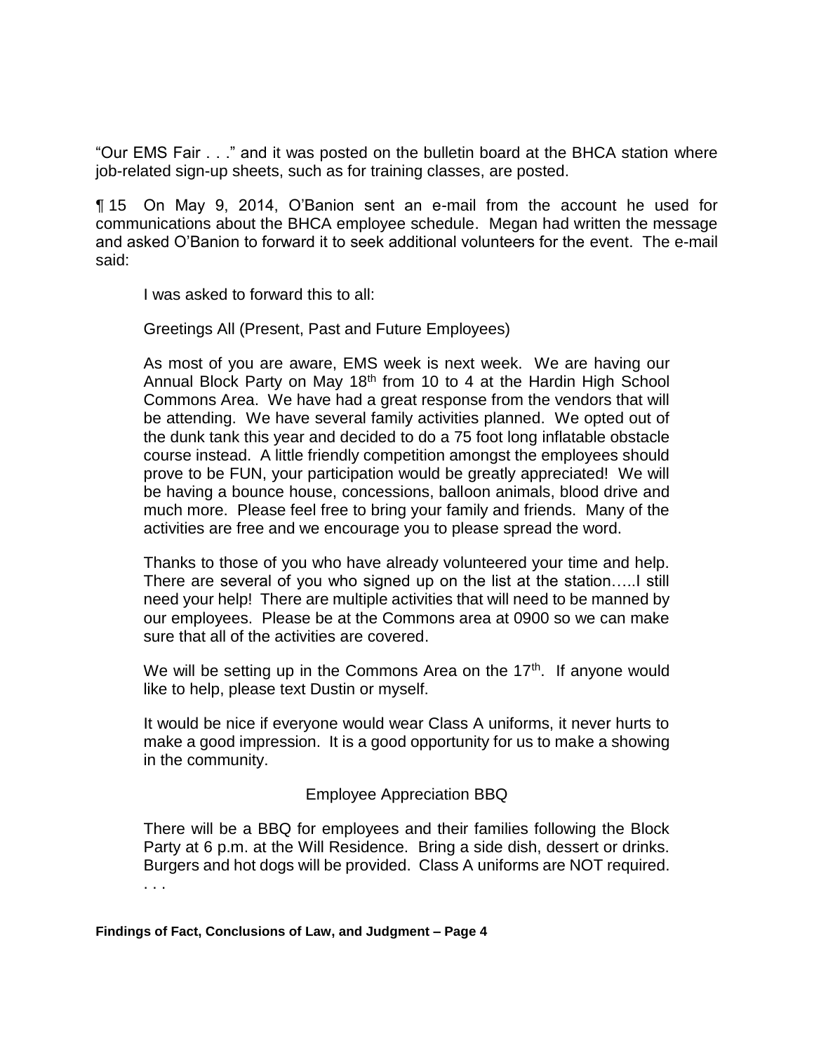"Our EMS Fair . . ." and it was posted on the bulletin board at the BHCA station where job-related sign-up sheets, such as for training classes, are posted.

¶ 15 On May 9, 2014, O'Banion sent an e-mail from the account he used for communications about the BHCA employee schedule. Megan had written the message and asked O'Banion to forward it to seek additional volunteers for the event. The e-mail said:

> I was asked to forward this to all:
>
> Greetings All (Present, Past and Future Employees)
>
> As most of you are aware, EMS week is next week. We are having our Annual Block Party on May 18th from 10 to 4 at the Hardin High School Commons Area. We have had a great response from the vendors that will be attending. We have several family activities planned. We opted out of the dunk tank this year and decided to do a 75 foot long inflatable obstacle course instead. A little friendly competition amongst the employees should prove to be FUN, your participation would be greatly appreciated! We will be having a bounce house, concessions, balloon animals, blood drive and much more. Please feel free to bring your family and friends. Many of the activities are free and we encourage you to please spread the word.
>
> Thanks to those of you who have already volunteered your time and help. There are several of you who signed up on the list at the station…..I still need your help! There are multiple activities that will need to be manned by our employees. Please be at the Commons area at 0900 so we can make sure that all of the activities are covered.
>
> We will be setting up in the Commons Area on the 17th. If anyone would like to help, please text Dustin or myself.
>
> It would be nice if everyone would wear Class A uniforms, it never hurts to make a good impression. It is a good opportunity for us to make a showing in the community.
>
> Employee Appreciation BBQ
>
> There will be a BBQ for employees and their families following the Block Party at 6 p.m. at the Will Residence. Bring a side dish, dessert or drinks. Burgers and hot dogs will be provided. Class A uniforms are NOT required. . . .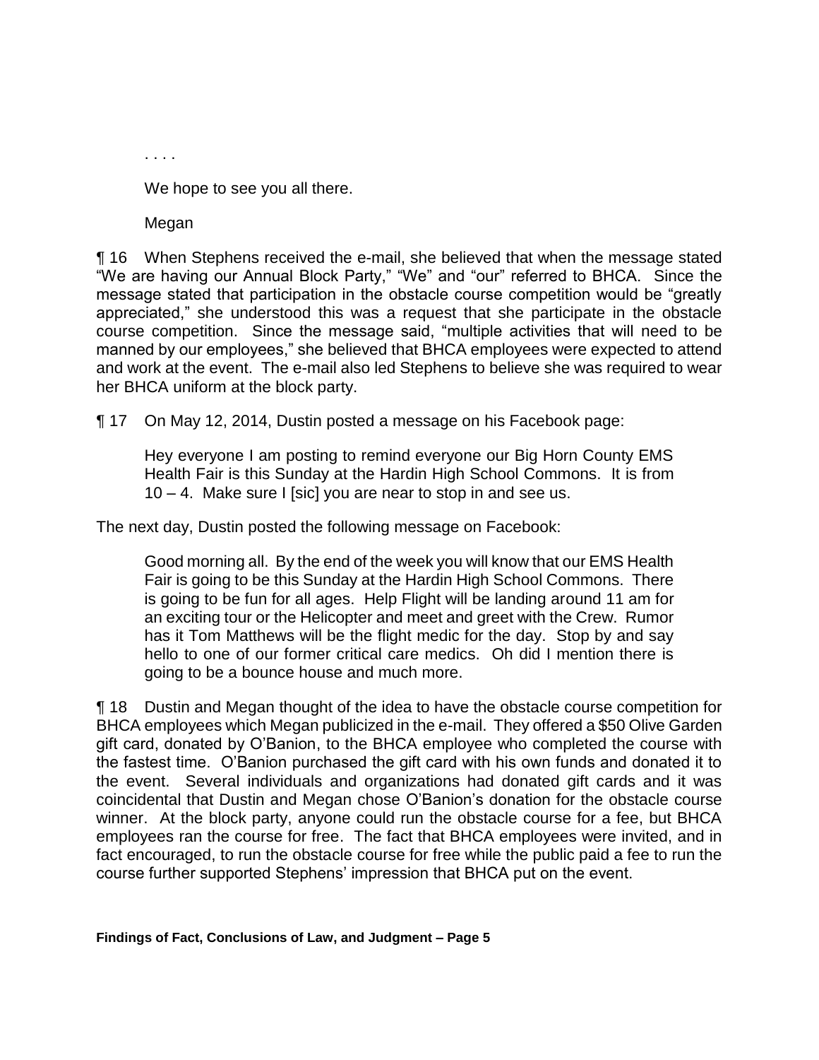. . . .

> We hope to see you all there.
>
> Megan

¶ 16 When Stephens received the e-mail, she believed that when the message stated "We are having our Annual Block Party," "We" and "our" referred to BHCA. Since the message stated that participation in the obstacle course competition would be "greatly appreciated," she understood this was a request that she participate in the obstacle course competition. Since the message said, "multiple activities that will need to be manned by our employees," she believed that BHCA employees were expected to attend and work at the event. The e-mail also led Stephens to believe she was required to wear her BHCA uniform at the block party.

¶ 17 On May 12, 2014, Dustin posted a message on his Facebook page:

> Hey everyone I am posting to remind everyone our Big Horn County EMS Health Fair is this Sunday at the Hardin High School Commons. It is from 10 – 4. Make sure I [sic] you are near to stop in and see us.

The next day, Dustin posted the following message on Facebook:

> Good morning all. By the end of the week you will know that our EMS Health Fair is going to be this Sunday at the Hardin High School Commons. There is going to be fun for all ages. Help Flight will be landing around 11 am for an exciting tour or the Helicopter and meet and greet with the Crew. Rumor has it Tom Matthews will be the flight medic for the day. Stop by and say hello to one of our former critical care medics. Oh did I mention there is going to be a bounce house and much more.

¶ 18 Dustin and Megan thought of the idea to have the obstacle course competition for BHCA employees which Megan publicized in the e-mail. They offered a $50 Olive Garden gift card, donated by O'Banion, to the BHCA employee who completed the course with the fastest time. O'Banion purchased the gift card with his own funds and donated it to the event. Several individuals and organizations had donated gift cards and it was coincidental that Dustin and Megan chose O'Banion's donation for the obstacle course winner. At the block party, anyone could run the obstacle course for a fee, but BHCA employees ran the course for free. The fact that BHCA employees were invited, and in fact encouraged, to run the obstacle course for free while the public paid a fee to run the course further supported Stephens' impression that BHCA put on the event.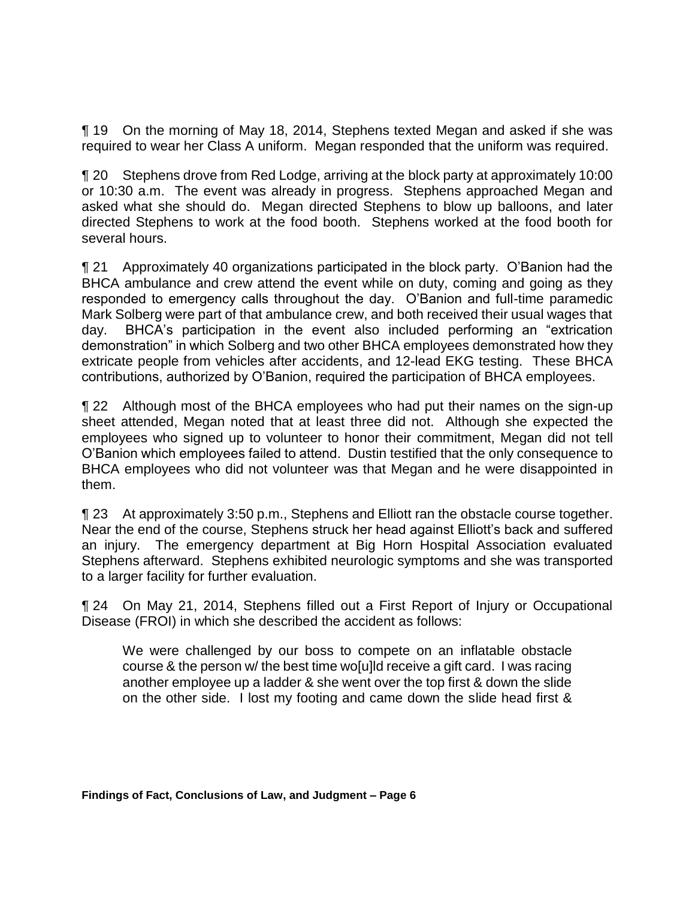¶ 19 On the morning of May 18, 2014, Stephens texted Megan and asked if she was required to wear her Class A uniform. Megan responded that the uniform was required.

¶ 20 Stephens drove from Red Lodge, arriving at the block party at approximately 10:00 or 10:30 a.m. The event was already in progress. Stephens approached Megan and asked what she should do. Megan directed Stephens to blow up balloons, and later directed Stephens to work at the food booth. Stephens worked at the food booth for several hours.

¶ 21 Approximately 40 organizations participated in the block party. O'Banion had the BHCA ambulance and crew attend the event while on duty, coming and going as they responded to emergency calls throughout the day. O'Banion and full-time paramedic Mark Solberg were part of that ambulance crew, and both received their usual wages that day. BHCA's participation in the event also included performing an "extrication demonstration" in which Solberg and two other BHCA employees demonstrated how they extricate people from vehicles after accidents, and 12-lead EKG testing. These BHCA contributions, authorized by O'Banion, required the participation of BHCA employees.

¶ 22 Although most of the BHCA employees who had put their names on the sign-up sheet attended, Megan noted that at least three did not. Although she expected the employees who signed up to volunteer to honor their commitment, Megan did not tell O'Banion which employees failed to attend. Dustin testified that the only consequence to BHCA employees who did not volunteer was that Megan and he were disappointed in them.

¶ 23 At approximately 3:50 p.m., Stephens and Elliott ran the obstacle course together. Near the end of the course, Stephens struck her head against Elliott's back and suffered an injury. The emergency department at Big Horn Hospital Association evaluated Stephens afterward. Stephens exhibited neurologic symptoms and she was transported to a larger facility for further evaluation.

¶ 24 On May 21, 2014, Stephens filled out a First Report of Injury or Occupational Disease (FROI) in which she described the accident as follows:

> We were challenged by our boss to compete on an inflatable obstacle course & the person w/ the best time wo[u]ld receive a gift card. I was racing another employee up a ladder & she went over the top first & down the slide on the other side. I lost my footing and came down the slide head first &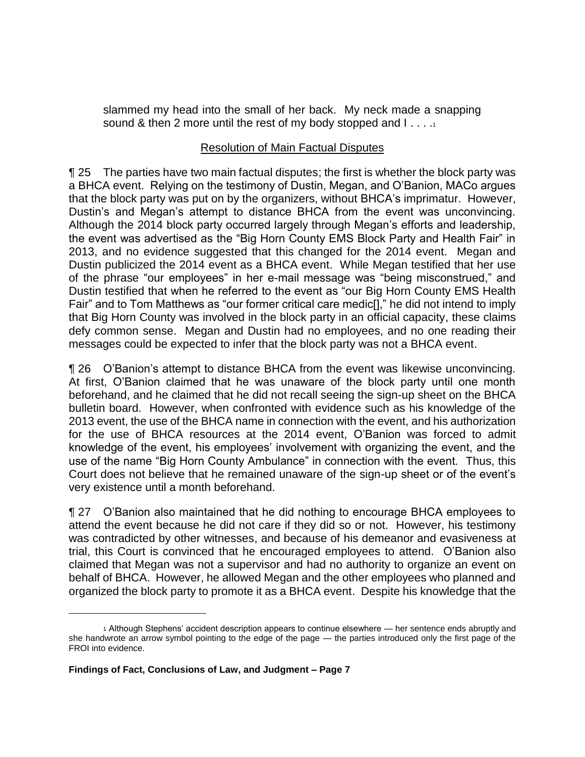> slammed my head into the small of her back. My neck made a snapping sound & then 2 more until the rest of my body stopped and I . . . .[1]

## Resolution of Main Factual Disputes

¶ 25 The parties have two main factual disputes; the first is whether the block party was a BHCA event. Relying on the testimony of Dustin, Megan, and O'Banion, MACo argues that the block party was put on by the organizers, without BHCA's imprimatur. However, Dustin's and Megan's attempt to distance BHCA from the event was unconvincing. Although the 2014 block party occurred largely through Megan's efforts and leadership, the event was advertised as the "Big Horn County EMS Block Party and Health Fair" in 2013, and no evidence suggested that this changed for the 2014 event. Megan and Dustin publicized the 2014 event as a BHCA event. While Megan testified that her use of the phrase "our employees" in her e-mail message was "being misconstrued," and Dustin testified that when he referred to the event as "our Big Horn County EMS Health Fair" and to Tom Matthews as "our former critical care medic[]," he did not intend to imply that Big Horn County was involved in the block party in an official capacity, these claims defy common sense. Megan and Dustin had no employees, and no one reading their messages could be expected to infer that the block party was not a BHCA event.

¶ 26 O'Banion's attempt to distance BHCA from the event was likewise unconvincing. At first, O'Banion claimed that he was unaware of the block party until one month beforehand, and he claimed that he did not recall seeing the sign-up sheet on the BHCA bulletin board. However, when confronted with evidence such as his knowledge of the 2013 event, the use of the BHCA name in connection with the event, and his authorization for the use of BHCA resources at the 2014 event, O'Banion was forced to admit knowledge of the event, his employees' involvement with organizing the event, and the use of the name "Big Horn County Ambulance" in connection with the event. Thus, this Court does not believe that he remained unaware of the sign-up sheet or of the event's very existence until a month beforehand.

¶ 27 O'Banion also maintained that he did nothing to encourage BHCA employees to attend the event because he did not care if they did so or not. However, his testimony was contradicted by other witnesses, and because of his demeanor and evasiveness at trial, this Court is convinced that he encouraged employees to attend. O'Banion also claimed that Megan was not a supervisor and had no authority to organize an event on behalf of BHCA. However, he allowed Megan and the other employees who planned and organized the block party to promote it as a BHCA event. Despite his knowledge that the

---

[1] Although Stephens' accident description appears to continue elsewhere — her sentence ends abruptly and she handwrote an arrow symbol pointing to the edge of the page — the parties introduced only the first page of the FROI into evidence.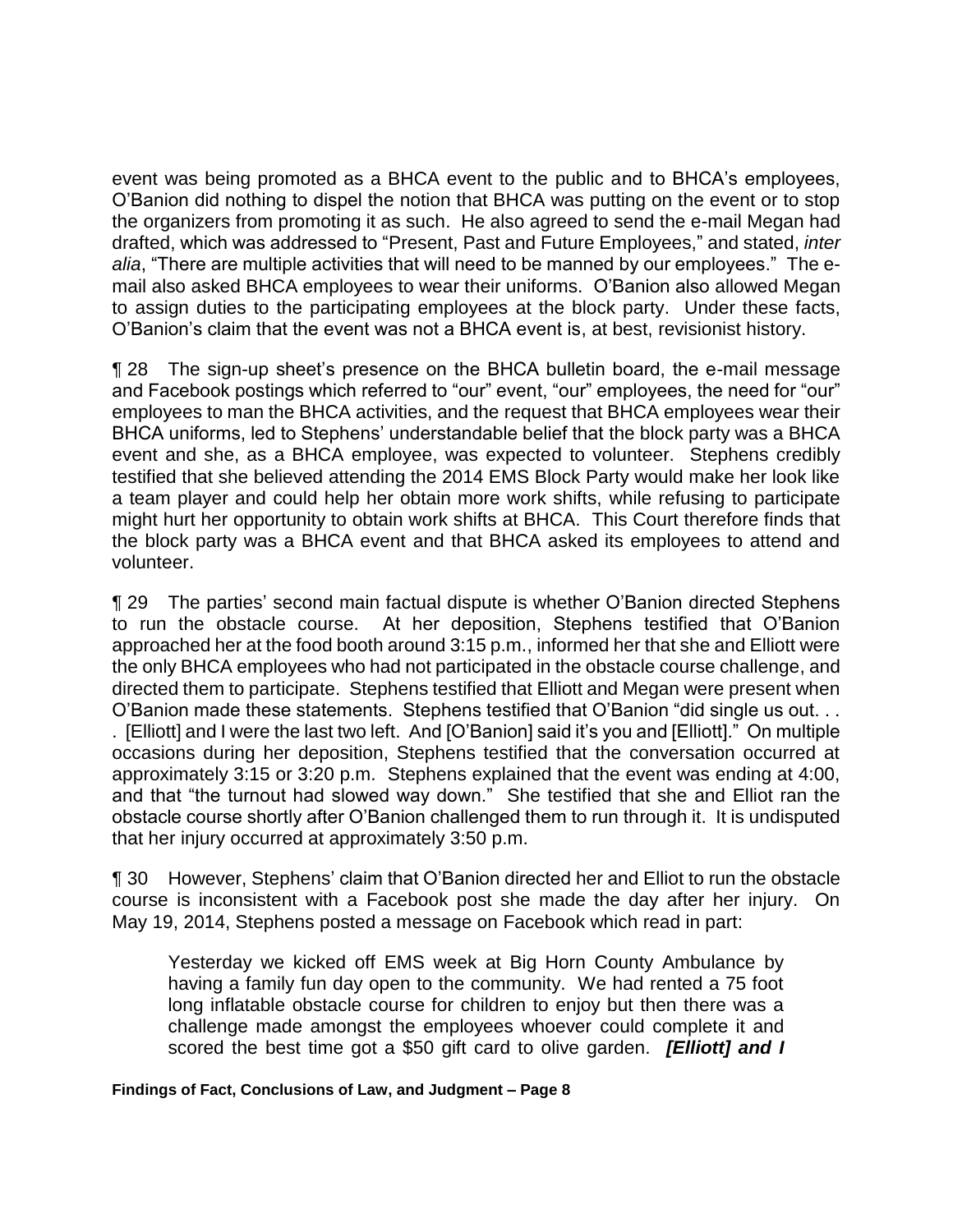event was being promoted as a BHCA event to the public and to BHCA's employees, O'Banion did nothing to dispel the notion that BHCA was putting on the event or to stop the organizers from promoting it as such. He also agreed to send the e-mail Megan had drafted, which was addressed to "Present, Past and Future Employees," and stated, *inter alia*, "There are multiple activities that will need to be manned by our employees." The e-mail also asked BHCA employees to wear their uniforms. O'Banion also allowed Megan to assign duties to the participating employees at the block party. Under these facts, O'Banion's claim that the event was not a BHCA event is, at best, revisionist history.

¶ 28 The sign-up sheet's presence on the BHCA bulletin board, the e-mail message and Facebook postings which referred to "our" event, "our" employees, the need for "our" employees to man the BHCA activities, and the request that BHCA employees wear their BHCA uniforms, led to Stephens' understandable belief that the block party was a BHCA event and she, as a BHCA employee, was expected to volunteer. Stephens credibly testified that she believed attending the 2014 EMS Block Party would make her look like a team player and could help her obtain more work shifts, while refusing to participate might hurt her opportunity to obtain work shifts at BHCA. This Court therefore finds that the block party was a BHCA event and that BHCA asked its employees to attend and volunteer.

¶ 29 The parties' second main factual dispute is whether O'Banion directed Stephens to run the obstacle course. At her deposition, Stephens testified that O'Banion approached her at the food booth around 3:15 p.m., informed her that she and Elliott were the only BHCA employees who had not participated in the obstacle course challenge, and directed them to participate. Stephens testified that Elliott and Megan were present when O'Banion made these statements. Stephens testified that O'Banion "did single us out. . . . [Elliott] and I were the last two left. And [O'Banion] said it's you and [Elliott]." On multiple occasions during her deposition, Stephens testified that the conversation occurred at approximately 3:15 or 3:20 p.m. Stephens explained that the event was ending at 4:00, and that "the turnout had slowed way down." She testified that she and Elliot ran the obstacle course shortly after O'Banion challenged them to run through it. It is undisputed that her injury occurred at approximately 3:50 p.m.

¶ 30 However, Stephens' claim that O'Banion directed her and Elliot to run the obstacle course is inconsistent with a Facebook post she made the day after her injury. On May 19, 2014, Stephens posted a message on Facebook which read in part:

> Yesterday we kicked off EMS week at Big Horn County Ambulance by having a family fun day open to the community. We had rented a 75 foot long inflatable obstacle course for children to enjoy but then there was a challenge made amongst the employees whoever could complete it and scored the best time got a $50 gift card to olive garden. ***[Elliott] and I***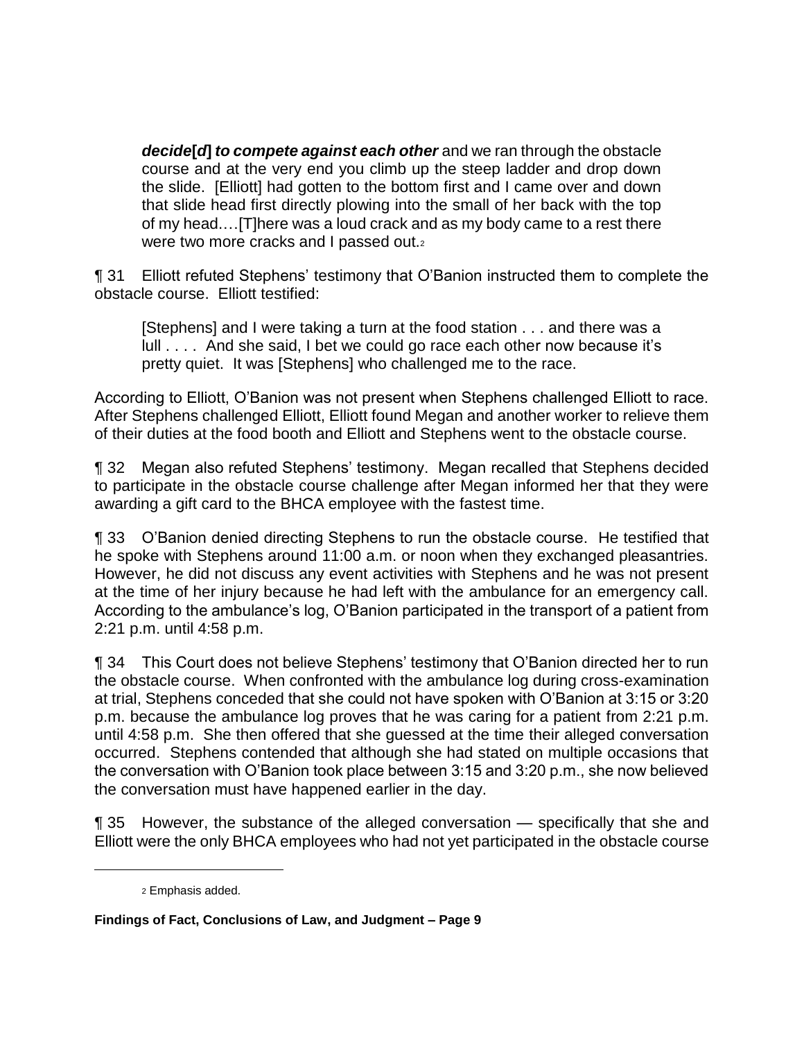> ***decide[d] to compete against each other*** and we ran through the obstacle course and at the very end you climb up the steep ladder and drop down the slide. [Elliott] had gotten to the bottom first and I came over and down that slide head first directly plowing into the small of her back with the top of my head….[T]here was a loud crack and as my body came to a rest there were two more cracks and I passed out.[2]

¶ 31 Elliott refuted Stephens' testimony that O'Banion instructed them to complete the obstacle course. Elliott testified:

> [Stephens] and I were taking a turn at the food station . . . and there was a lull . . . . And she said, I bet we could go race each other now because it's pretty quiet. It was [Stephens] who challenged me to the race.

According to Elliott, O'Banion was not present when Stephens challenged Elliott to race. After Stephens challenged Elliott, Elliott found Megan and another worker to relieve them of their duties at the food booth and Elliott and Stephens went to the obstacle course.

¶ 32 Megan also refuted Stephens' testimony. Megan recalled that Stephens decided to participate in the obstacle course challenge after Megan informed her that they were awarding a gift card to the BHCA employee with the fastest time.

¶ 33 O'Banion denied directing Stephens to run the obstacle course. He testified that he spoke with Stephens around 11:00 a.m. or noon when they exchanged pleasantries. However, he did not discuss any event activities with Stephens and he was not present at the time of her injury because he had left with the ambulance for an emergency call. According to the ambulance's log, O'Banion participated in the transport of a patient from 2:21 p.m. until 4:58 p.m.

¶ 34 This Court does not believe Stephens' testimony that O'Banion directed her to run the obstacle course. When confronted with the ambulance log during cross-examination at trial, Stephens conceded that she could not have spoken with O'Banion at 3:15 or 3:20 p.m. because the ambulance log proves that he was caring for a patient from 2:21 p.m. until 4:58 p.m. She then offered that she guessed at the time their alleged conversation occurred. Stephens contended that although she had stated on multiple occasions that the conversation with O'Banion took place between 3:15 and 3:20 p.m., she now believed the conversation must have happened earlier in the day.

¶ 35 However, the substance of the alleged conversation — specifically that she and Elliott were the only BHCA employees who had not yet participated in the obstacle course

---

[2] Emphasis added.

**Findings of Fact, Conclusions of Law, and Judgment – Page 9**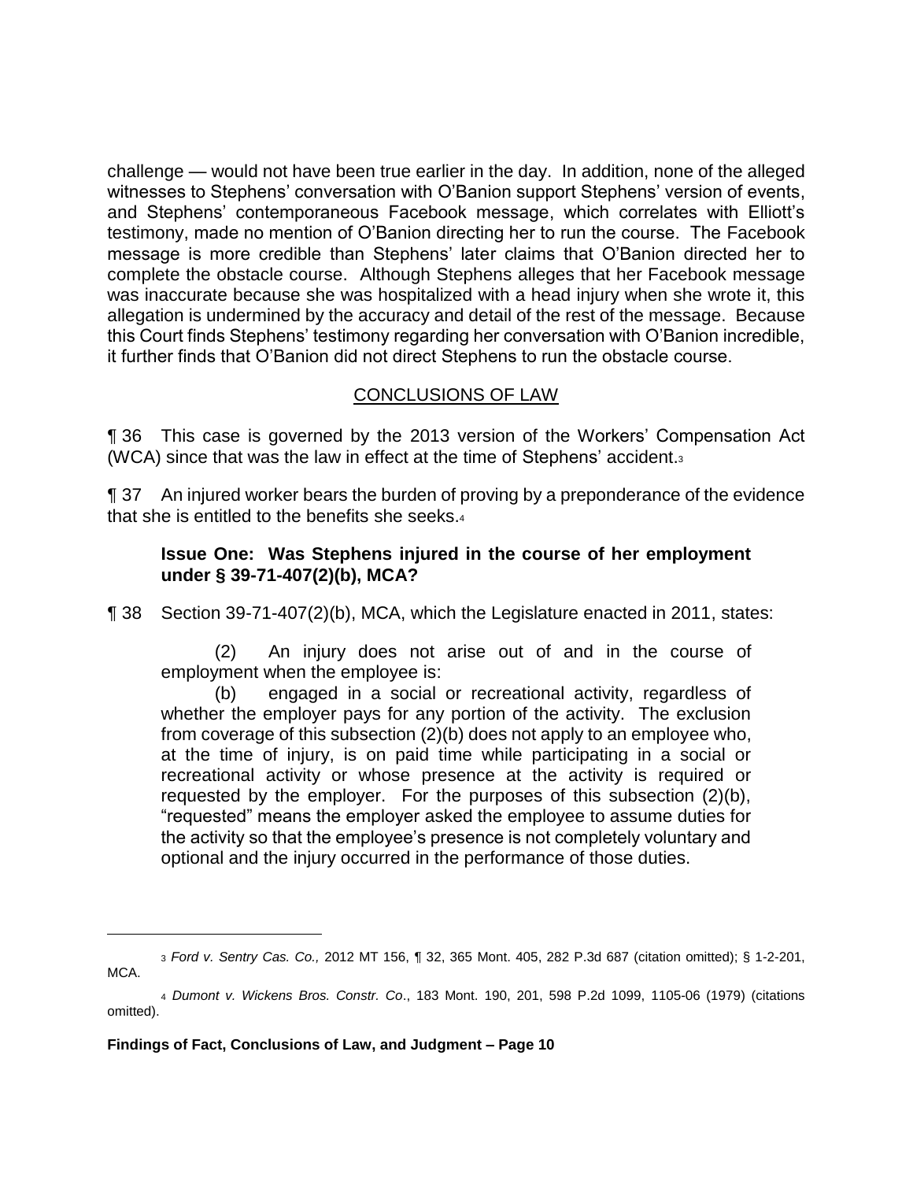challenge — would not have been true earlier in the day. In addition, none of the alleged witnesses to Stephens' conversation with O'Banion support Stephens' version of events, and Stephens' contemporaneous Facebook message, which correlates with Elliott's testimony, made no mention of O'Banion directing her to run the course. The Facebook message is more credible than Stephens' later claims that O'Banion directed her to complete the obstacle course. Although Stephens alleges that her Facebook message was inaccurate because she was hospitalized with a head injury when she wrote it, this allegation is undermined by the accuracy and detail of the rest of the message. Because this Court finds Stephens' testimony regarding her conversation with O'Banion incredible, it further finds that O'Banion did not direct Stephens to run the obstacle course.

## CONCLUSIONS OF LAW

¶ 36 This case is governed by the 2013 version of the Workers' Compensation Act (WCA) since that was the law in effect at the time of Stephens' accident.[3]

¶ 37 An injured worker bears the burden of proving by a preponderance of the evidence that she is entitled to the benefits she seeks.[4]

**Issue One: Was Stephens injured in the course of her employment under § 39-71-407(2)(b), MCA?**

¶ 38 Section 39-71-407(2)(b), MCA, which the Legislature enacted in 2011, states:

> (2) An injury does not arise out of and in the course of employment when the employee is:
>
> (b) engaged in a social or recreational activity, regardless of whether the employer pays for any portion of the activity. The exclusion from coverage of this subsection (2)(b) does not apply to an employee who, at the time of injury, is on paid time while participating in a social or recreational activity or whose presence at the activity is required or requested by the employer. For the purposes of this subsection (2)(b), "requested" means the employer asked the employee to assume duties for the activity so that the employee's presence is not completely voluntary and optional and the injury occurred in the performance of those duties.

---

[3] *Ford v. Sentry Cas. Co.,* 2012 MT 156, ¶ 32, 365 Mont. 405, 282 P.3d 687 (citation omitted); § 1-2-201, MCA.

[4] *Dumont v. Wickens Bros. Constr. Co*., 183 Mont. 190, 201, 598 P.2d 1099, 1105-06 (1979) (citations omitted).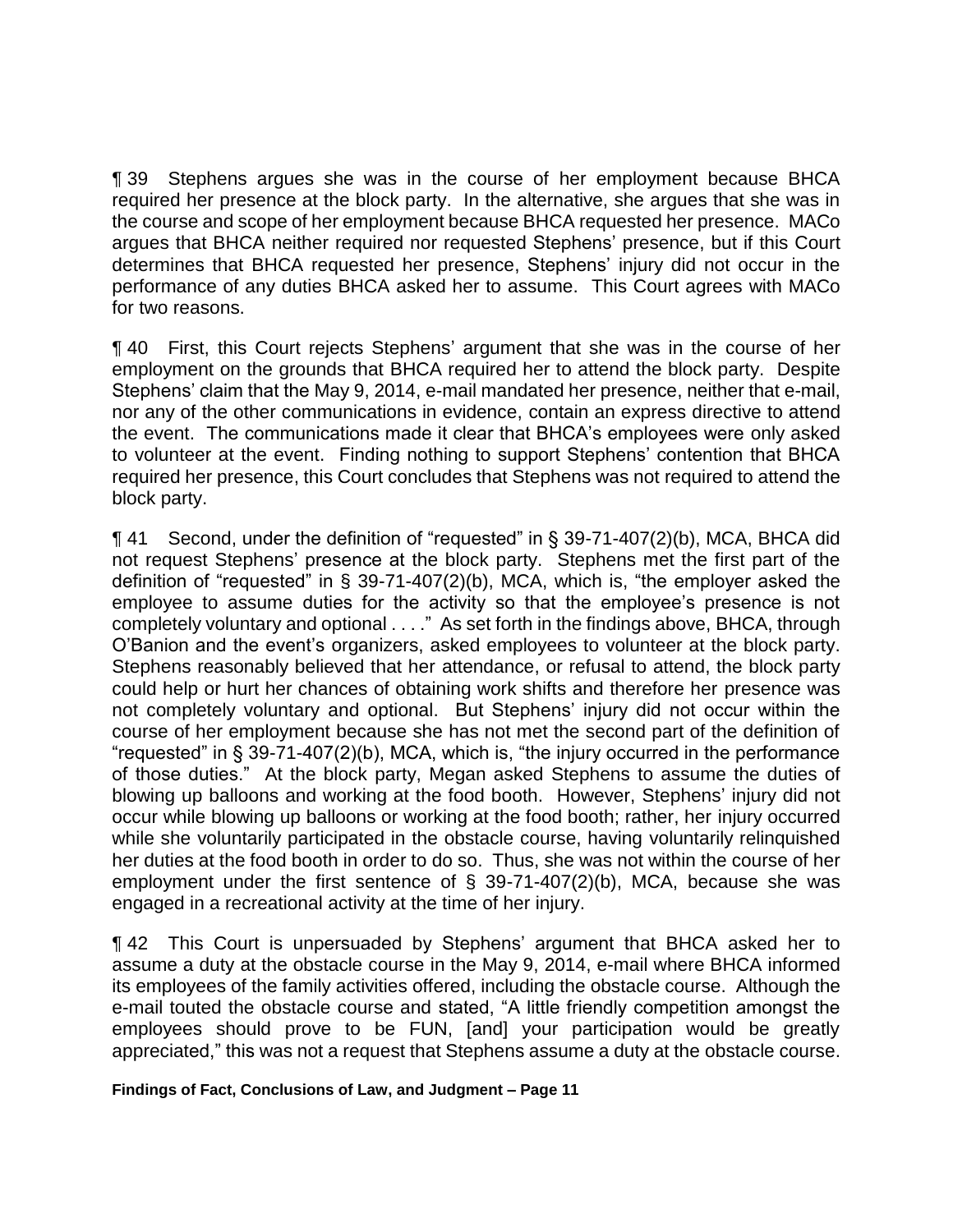¶ 39 Stephens argues she was in the course of her employment because BHCA required her presence at the block party. In the alternative, she argues that she was in the course and scope of her employment because BHCA requested her presence. MACo argues that BHCA neither required nor requested Stephens' presence, but if this Court determines that BHCA requested her presence, Stephens' injury did not occur in the performance of any duties BHCA asked her to assume. This Court agrees with MACo for two reasons.

¶ 40 First, this Court rejects Stephens' argument that she was in the course of her employment on the grounds that BHCA required her to attend the block party. Despite Stephens' claim that the May 9, 2014, e-mail mandated her presence, neither that e-mail, nor any of the other communications in evidence, contain an express directive to attend the event. The communications made it clear that BHCA's employees were only asked to volunteer at the event. Finding nothing to support Stephens' contention that BHCA required her presence, this Court concludes that Stephens was not required to attend the block party.

¶ 41 Second, under the definition of "requested" in § 39-71-407(2)(b), MCA, BHCA did not request Stephens' presence at the block party. Stephens met the first part of the definition of "requested" in § 39-71-407(2)(b), MCA, which is, "the employer asked the employee to assume duties for the activity so that the employee's presence is not completely voluntary and optional . . . ." As set forth in the findings above, BHCA, through O'Banion and the event's organizers, asked employees to volunteer at the block party. Stephens reasonably believed that her attendance, or refusal to attend, the block party could help or hurt her chances of obtaining work shifts and therefore her presence was not completely voluntary and optional. But Stephens' injury did not occur within the course of her employment because she has not met the second part of the definition of "requested" in § 39-71-407(2)(b), MCA, which is, "the injury occurred in the performance of those duties." At the block party, Megan asked Stephens to assume the duties of blowing up balloons and working at the food booth. However, Stephens' injury did not occur while blowing up balloons or working at the food booth; rather, her injury occurred while she voluntarily participated in the obstacle course, having voluntarily relinquished her duties at the food booth in order to do so. Thus, she was not within the course of her employment under the first sentence of § 39-71-407(2)(b), MCA, because she was engaged in a recreational activity at the time of her injury.

¶ 42 This Court is unpersuaded by Stephens' argument that BHCA asked her to assume a duty at the obstacle course in the May 9, 2014, e-mail where BHCA informed its employees of the family activities offered, including the obstacle course. Although the e-mail touted the obstacle course and stated, "A little friendly competition amongst the employees should prove to be FUN, [and] your participation would be greatly appreciated," this was not a request that Stephens assume a duty at the obstacle course.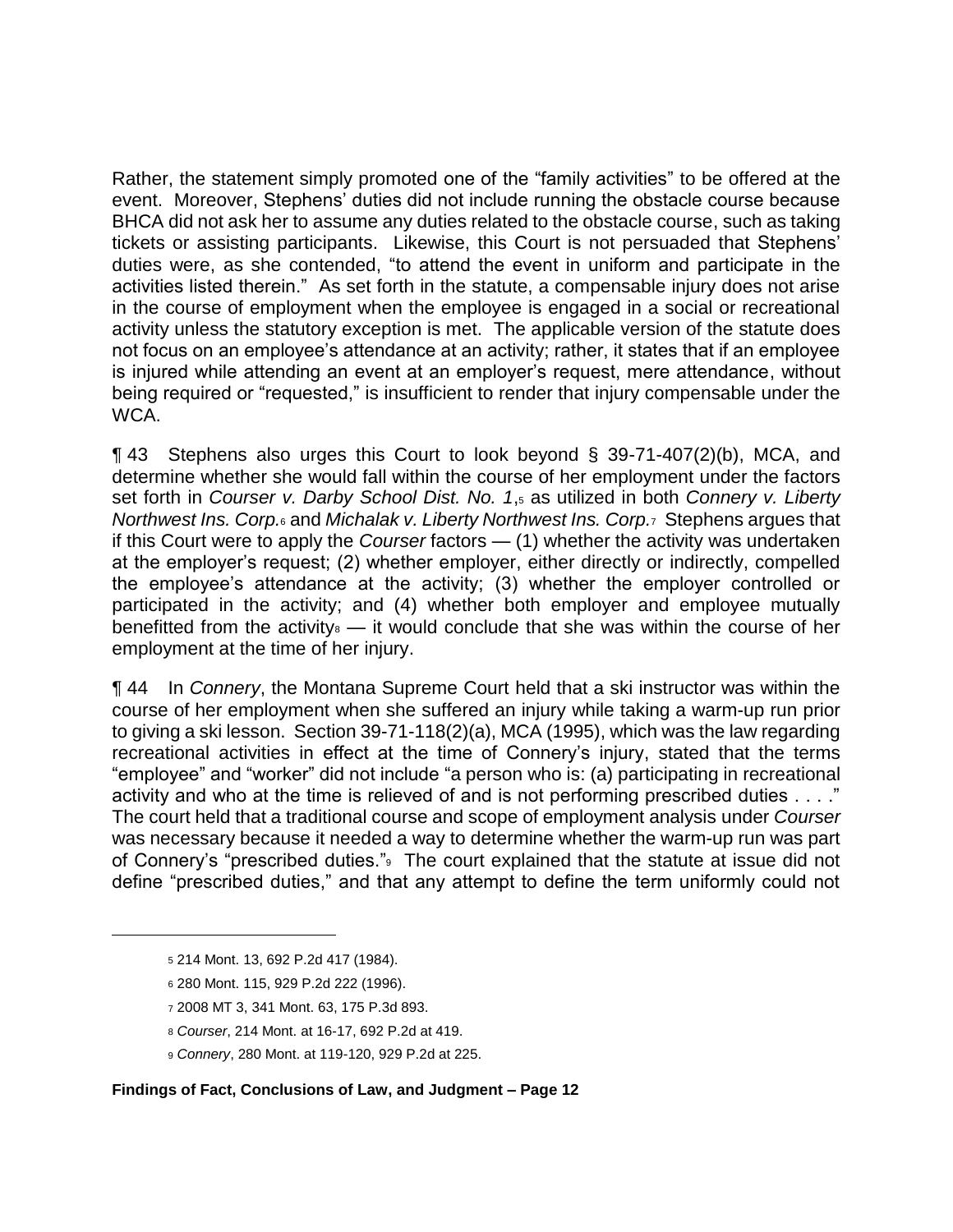Rather, the statement simply promoted one of the "family activities" to be offered at the event. Moreover, Stephens' duties did not include running the obstacle course because BHCA did not ask her to assume any duties related to the obstacle course, such as taking tickets or assisting participants. Likewise, this Court is not persuaded that Stephens' duties were, as she contended, "to attend the event in uniform and participate in the activities listed therein." As set forth in the statute, a compensable injury does not arise in the course of employment when the employee is engaged in a social or recreational activity unless the statutory exception is met. The applicable version of the statute does not focus on an employee's attendance at an activity; rather, it states that if an employee is injured while attending an event at an employer's request, mere attendance, without being required or "requested," is insufficient to render that injury compensable under the WCA.

¶ 43 Stephens also urges this Court to look beyond § 39-71-407(2)(b), MCA, and determine whether she would fall within the course of her employment under the factors set forth in *Courser v. Darby School Dist. No. 1*,[5] as utilized in both *Connery v. Liberty Northwest Ins. Corp.*[6] and *Michalak v. Liberty Northwest Ins. Corp.*[7] Stephens argues that if this Court were to apply the *Courser* factors — (1) whether the activity was undertaken at the employer's request; (2) whether employer, either directly or indirectly, compelled the employee's attendance at the activity; (3) whether the employer controlled or participated in the activity; and (4) whether both employer and employee mutually benefitted from the activity[8] — it would conclude that she was within the course of her employment at the time of her injury.

¶ 44 In *Connery*, the Montana Supreme Court held that a ski instructor was within the course of her employment when she suffered an injury while taking a warm-up run prior to giving a ski lesson. Section 39-71-118(2)(a), MCA (1995), which was the law regarding recreational activities in effect at the time of Connery's injury, stated that the terms "employee" and "worker" did not include "a person who is: (a) participating in recreational activity and who at the time is relieved of and is not performing prescribed duties . . . ." The court held that a traditional course and scope of employment analysis under *Courser* was necessary because it needed a way to determine whether the warm-up run was part of Connery's "prescribed duties."[9] The court explained that the statute at issue did not define "prescribed duties," and that any attempt to define the term uniformly could not

---

[5] 214 Mont. 13, 692 P.2d 417 (1984).

[6] 280 Mont. 115, 929 P.2d 222 (1996).

[7] 2008 MT 3, 341 Mont. 63, 175 P.3d 893.

[8] *Courser*, 214 Mont. at 16-17, 692 P.2d at 419.

[9] *Connery*, 280 Mont. at 119-120, 929 P.2d at 225.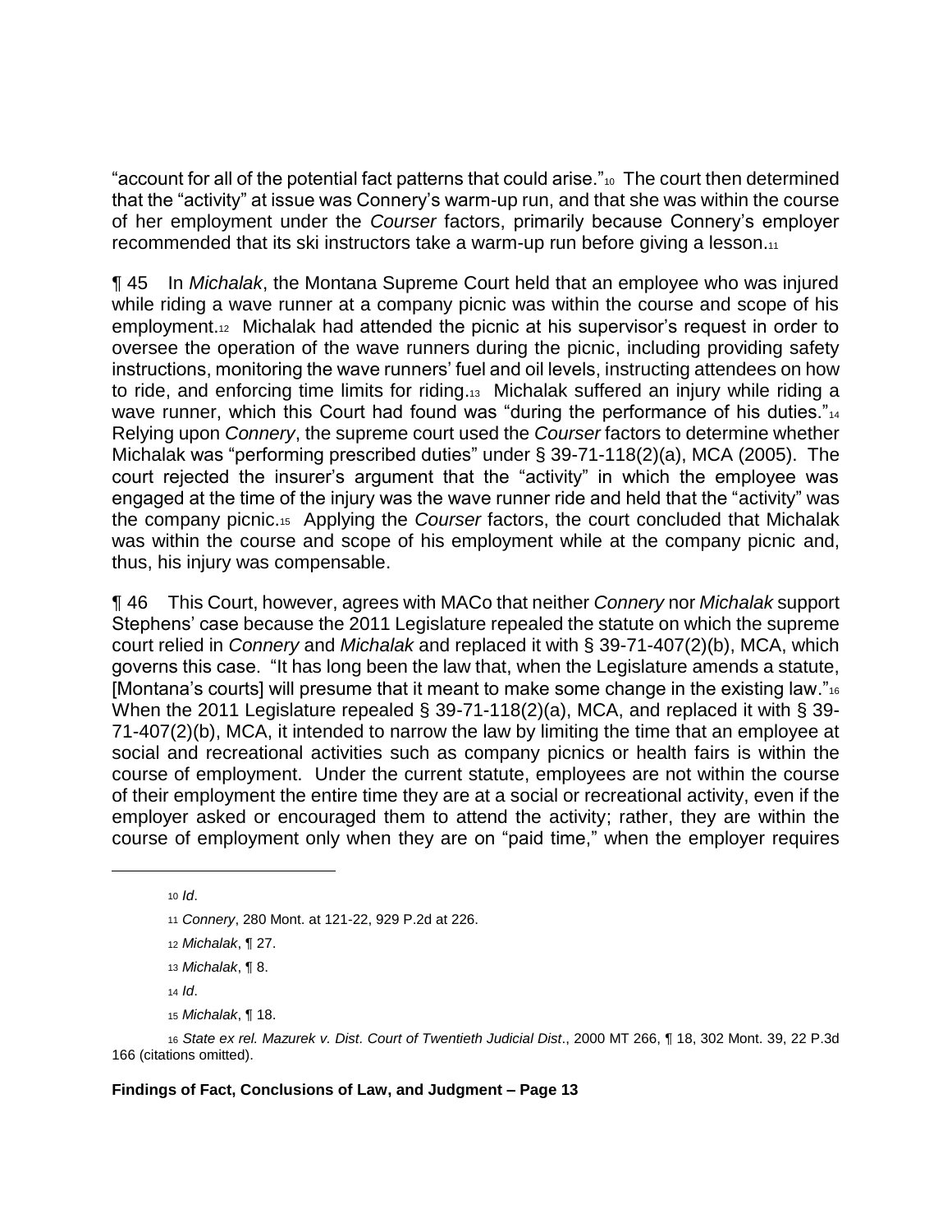"account for all of the potential fact patterns that could arise."[10] The court then determined that the "activity" at issue was Connery's warm-up run, and that she was within the course of her employment under the *Courser* factors, primarily because Connery's employer recommended that its ski instructors take a warm-up run before giving a lesson.[11]

¶ 45 In *Michalak*, the Montana Supreme Court held that an employee who was injured while riding a wave runner at a company picnic was within the course and scope of his employment.[12] Michalak had attended the picnic at his supervisor's request in order to oversee the operation of the wave runners during the picnic, including providing safety instructions, monitoring the wave runners' fuel and oil levels, instructing attendees on how to ride, and enforcing time limits for riding.[13] Michalak suffered an injury while riding a wave runner, which this Court had found was "during the performance of his duties."[14] Relying upon *Connery*, the supreme court used the *Courser* factors to determine whether Michalak was "performing prescribed duties" under § 39-71-118(2)(a), MCA (2005). The court rejected the insurer's argument that the "activity" in which the employee was engaged at the time of the injury was the wave runner ride and held that the "activity" was the company picnic.[15] Applying the *Courser* factors, the court concluded that Michalak was within the course and scope of his employment while at the company picnic and, thus, his injury was compensable.

¶ 46 This Court, however, agrees with MACo that neither *Connery* nor *Michalak* support Stephens' case because the 2011 Legislature repealed the statute on which the supreme court relied in *Connery* and *Michalak* and replaced it with § 39-71-407(2)(b), MCA, which governs this case. "It has long been the law that, when the Legislature amends a statute, [Montana's courts] will presume that it meant to make some change in the existing law."[16] When the 2011 Legislature repealed § 39-71-118(2)(a), MCA, and replaced it with § 39-71-407(2)(b), MCA, it intended to narrow the law by limiting the time that an employee at social and recreational activities such as company picnics or health fairs is within the course of employment. Under the current statute, employees are not within the course of their employment the entire time they are at a social or recreational activity, even if the employer asked or encouraged them to attend the activity; rather, they are within the course of employment only when they are on "paid time," when the employer requires

---

[10] *Id*.

[11] *Connery*, 280 Mont. at 121-22, 929 P.2d at 226.

[12] *Michalak*, ¶ 27.

[13] *Michalak*, ¶ 8.

[14] *Id*.

[15] *Michalak*, ¶ 18.

[16] *State ex rel. Mazurek v. Dist. Court of Twentieth Judicial Dist*., 2000 MT 266, ¶ 18, 302 Mont. 39, 22 P.3d 166 (citations omitted).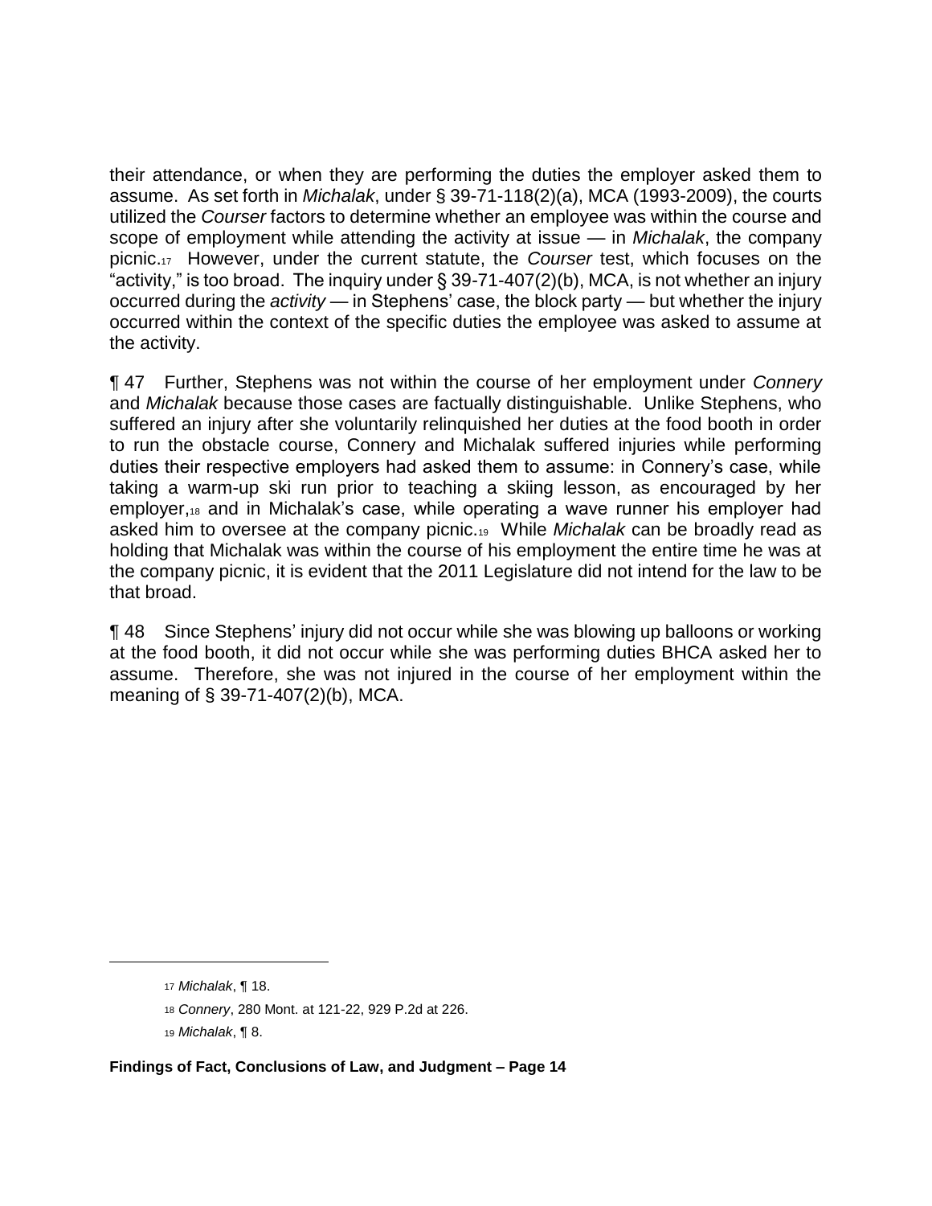their attendance, or when they are performing the duties the employer asked them to assume. As set forth in *Michalak*, under § 39-71-118(2)(a), MCA (1993-2009), the courts utilized the *Courser* factors to determine whether an employee was within the course and scope of employment while attending the activity at issue — in *Michalak*, the company picnic.[17] However, under the current statute, the *Courser* test, which focuses on the "activity," is too broad. The inquiry under § 39-71-407(2)(b), MCA, is not whether an injury occurred during the *activity* — in Stephens' case, the block party — but whether the injury occurred within the context of the specific duties the employee was asked to assume at the activity.

¶ 47 Further, Stephens was not within the course of her employment under *Connery* and *Michalak* because those cases are factually distinguishable. Unlike Stephens, who suffered an injury after she voluntarily relinquished her duties at the food booth in order to run the obstacle course, Connery and Michalak suffered injuries while performing duties their respective employers had asked them to assume: in Connery's case, while taking a warm-up ski run prior to teaching a skiing lesson, as encouraged by her employer,[18] and in Michalak's case, while operating a wave runner his employer had asked him to oversee at the company picnic.[19] While *Michalak* can be broadly read as holding that Michalak was within the course of his employment the entire time he was at the company picnic, it is evident that the 2011 Legislature did not intend for the law to be that broad.

¶ 48 Since Stephens' injury did not occur while she was blowing up balloons or working at the food booth, it did not occur while she was performing duties BHCA asked her to assume. Therefore, she was not injured in the course of her employment within the meaning of § 39-71-407(2)(b), MCA.

---

[17] *Michalak*, ¶ 18.

[18] *Connery*, 280 Mont. at 121-22, 929 P.2d at 226.

[19] *Michalak*, ¶ 8.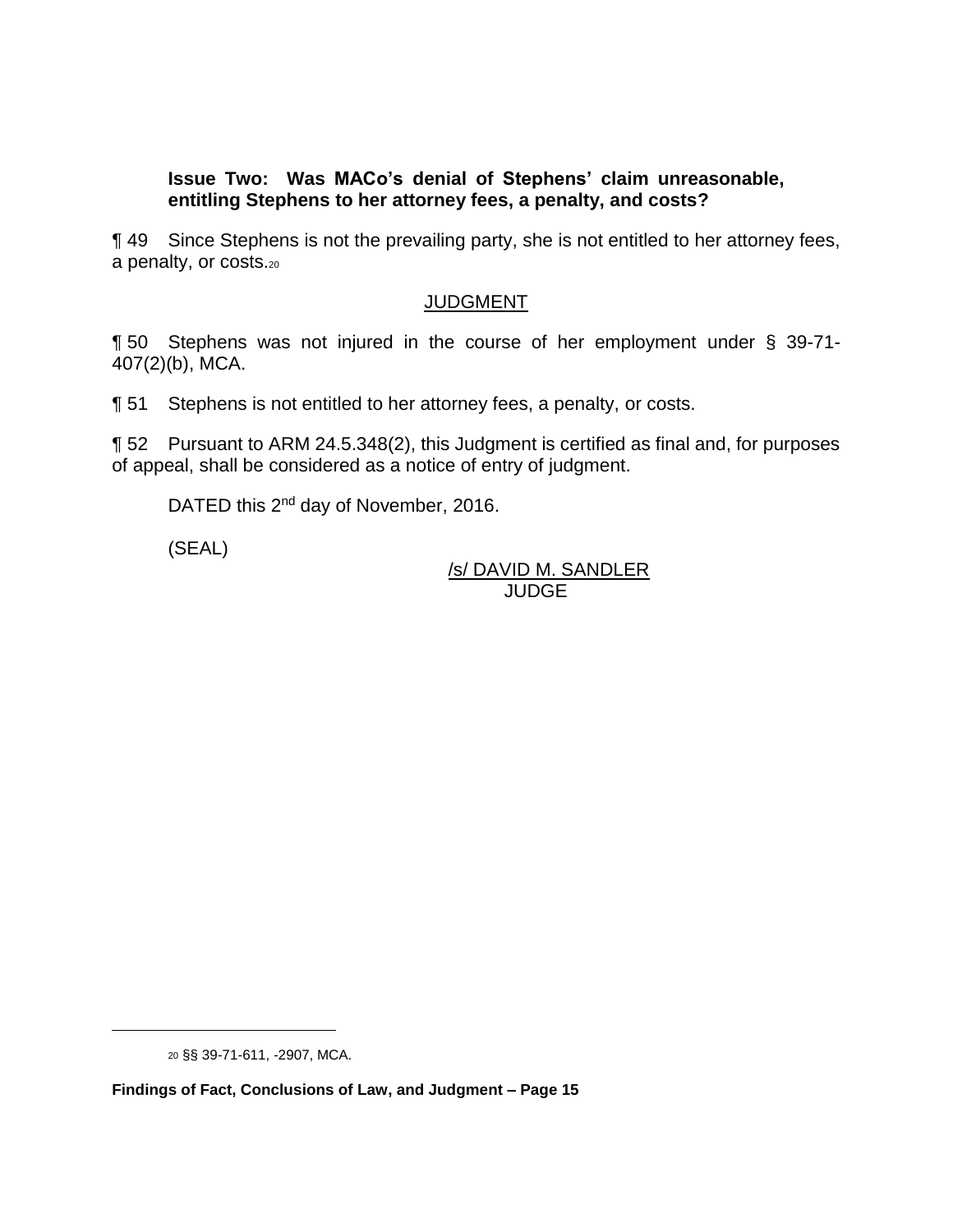**Issue Two: Was MACo's denial of Stephens' claim unreasonable, entitling Stephens to her attorney fees, a penalty, and costs?**

¶ 49 Since Stephens is not the prevailing party, she is not entitled to her attorney fees, a penalty, or costs.[20]

## JUDGMENT

¶ 50 Stephens was not injured in the course of her employment under § 39-71-407(2)(b), MCA.

¶ 51 Stephens is not entitled to her attorney fees, a penalty, or costs.

¶ 52 Pursuant to ARM 24.5.348(2), this Judgment is certified as final and, for purposes of appeal, shall be considered as a notice of entry of judgment.

DATED this 2nd day of November, 2016.

(SEAL)

/s/ DAVID M. SANDLER
JUDGE

---

[20] §§ 39-71-611, -2907, MCA.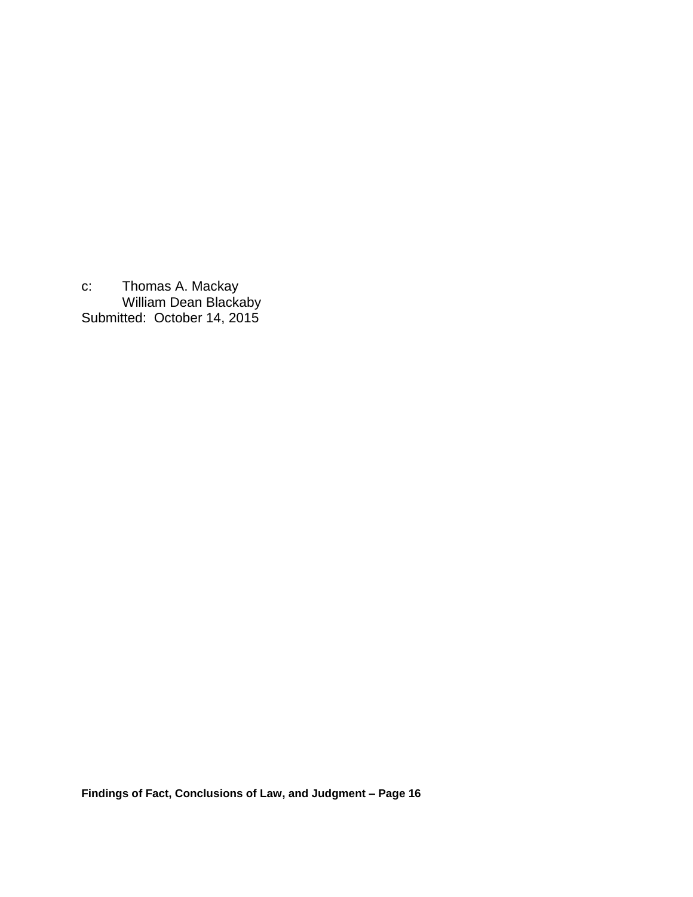c: Thomas A. Mackay
William Dean Blackaby
Submitted: October 14, 2015